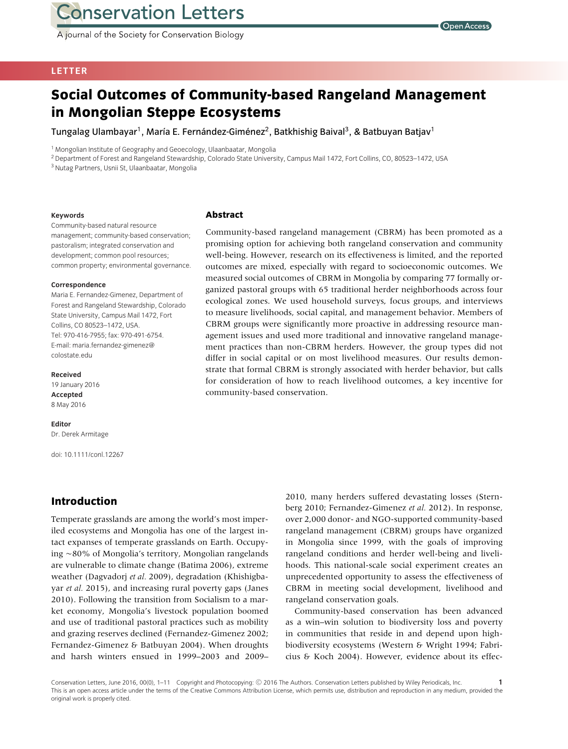LETTER

# Social Outcomes of Community-based Rangeland Management in Mongolian Steppe Ecosystems

Tungalag Ulambayar[1], María E. Fernández-Giménez[2], Batkhishig Baival[3], & Batbuyan Batjav[1]

[1] Mongolian Institute of Geography and Geoecology, Ulaanbaatar, Mongolia
[2] Department of Forest and Rangeland Stewardship, Colorado State University, Campus Mail 1472, Fort Collins, CO, 80523–1472, USA
[3] Nutag Partners, Usnii St, Ulaanbaatar, Mongolia

**Keywords**
Community-based natural resource management; community-based conservation; pastoralism; integrated conservation and development; common pool resources; common property; environmental governance.

**Correspondence**
Maria E. Fernandez-Gimenez, Department of Forest and Rangeland Stewardship, Colorado State University, Campus Mail 1472, Fort Collins, CO 80523–1472, USA.
Tel: 970-416-7955; fax: 970-491-6754.
E-mail: maria.fernandez-gimenez@colostate.edu

**Received**
19 January 2016
**Accepted**
8 May 2016

**Editor**
Dr. Derek Armitage

doi: 10.1111/conl.12267

## Abstract

Community-based rangeland management (CBRM) has been promoted as a promising option for achieving both rangeland conservation and community well-being. However, research on its effectiveness is limited, and the reported outcomes are mixed, especially with regard to socioeconomic outcomes. We measured social outcomes of CBRM in Mongolia by comparing 77 formally organized pastoral groups with 65 traditional herder neighborhoods across four ecological zones. We used household surveys, focus groups, and interviews to measure livelihoods, social capital, and management behavior. Members of CBRM groups were significantly more proactive in addressing resource management issues and used more traditional and innovative rangeland management practices than non-CBRM herders. However, the group types did not differ in social capital or on most livelihood measures. Our results demonstrate that formal CBRM is strongly associated with herder behavior, but calls for consideration of how to reach livelihood outcomes, a key incentive for community-based conservation.

## Introduction

Temperate grasslands are among the world's most imperiled ecosystems and Mongolia has one of the largest intact expanses of temperate grasslands on Earth. Occupying ~80% of Mongolia's territory, Mongolian rangelands are vulnerable to climate change (Batima 2006), extreme weather (Dagvadorj *et al.* 2009), degradation (Khishigbayar *et al.* 2015), and increasing rural poverty gaps (Janes 2010). Following the transition from Socialism to a market economy, Mongolia's livestock population boomed and use of traditional pastoral practices such as mobility and grazing reserves declined (Fernandez-Gimenez 2002; Fernandez-Gimenez & Batbuyan 2004). When droughts and harsh winters ensued in 1999–2003 and 2009–2010, many herders suffered devastating losses (Sternberg 2010; Fernandez-Gimenez *et al.* 2012). In response, over 2,000 donor- and NGO-supported community-based rangeland management (CBRM) groups have organized in Mongolia since 1999, with the goals of improving rangeland conditions and herder well-being and livelihoods. This national-scale social experiment creates an unprecedented opportunity to assess the effectiveness of CBRM in meeting social development, livelihood and rangeland conservation goals.

Community-based conservation has been advanced as a win–win solution to biodiversity loss and poverty in communities that reside in and depend upon high-biodiversity ecosystems (Western & Wright 1994; Fabricius & Koch 2004). However, evidence about its effec-

Conservation Letters, June 2016, 00(0), 1–11 Copyright and Photocopying: © 2016 The Authors. Conservation Letters published by Wiley Periodicals, Inc.
This is an open access article under the terms of the Creative Commons Attribution License, which permits use, distribution and reproduction in any medium, provided the original work is properly cited.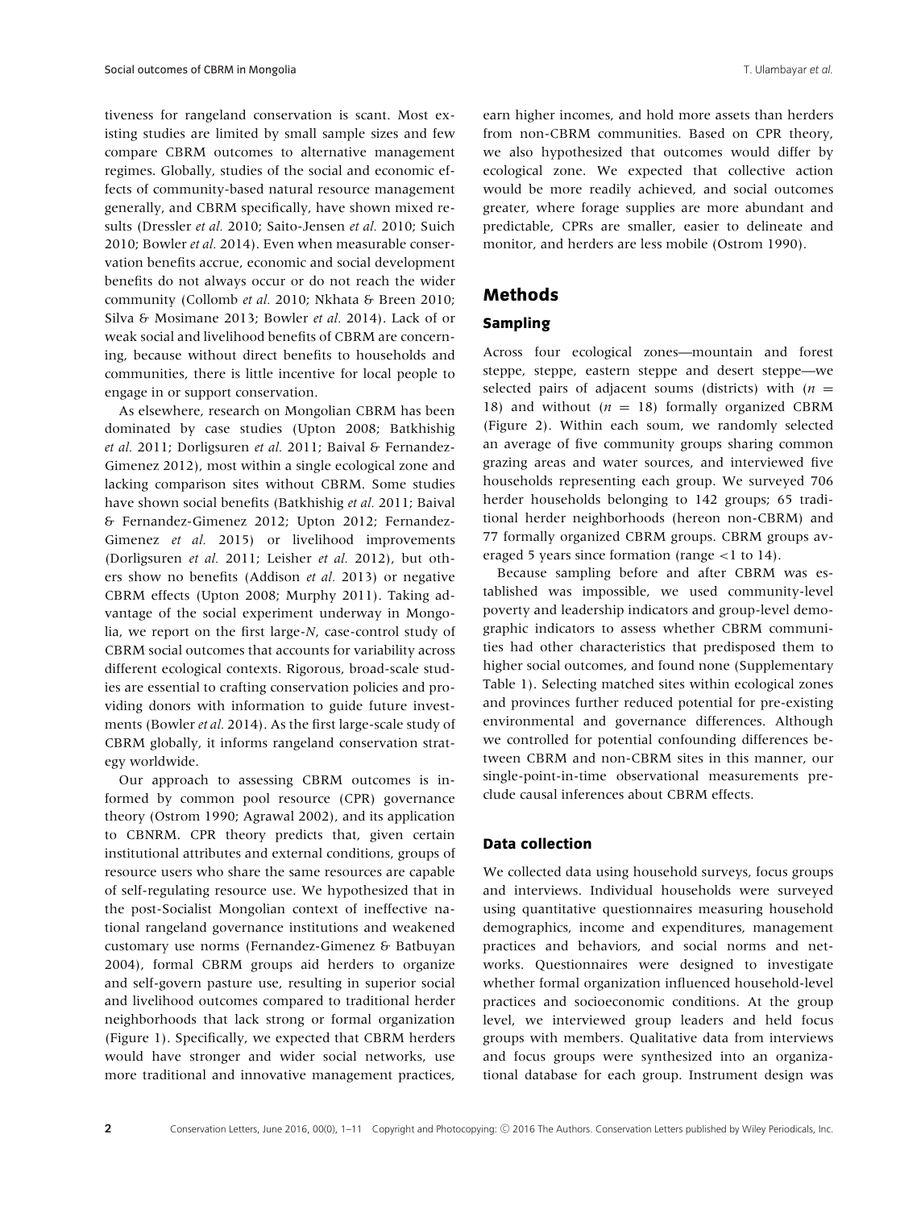tiveness for rangeland conservation is scant. Most existing studies are limited by small sample sizes and few compare CBRM outcomes to alternative management regimes. Globally, studies of the social and economic effects of community-based natural resource management generally, and CBRM specifically, have shown mixed results (Dressler *et al.* 2010; Saito-Jensen *et al.* 2010; Suich 2010; Bowler *et al.* 2014). Even when measurable conservation benefits accrue, economic and social development benefits do not always occur or do not reach the wider community (Collomb *et al.* 2010; Nkhata & Breen 2010; Silva & Mosimane 2013; Bowler *et al.* 2014). Lack of or weak social and livelihood benefits of CBRM are concerning, because without direct benefits to households and communities, there is little incentive for local people to engage in or support conservation.

As elsewhere, research on Mongolian CBRM has been dominated by case studies (Upton 2008; Batkhishig *et al.* 2011; Dorligsuren *et al.* 2011; Baival & Fernandez-Gimenez 2012), most within a single ecological zone and lacking comparison sites without CBRM. Some studies have shown social benefits (Batkhishig *et al.* 2011; Baival & Fernandez-Gimenez 2012; Upton 2012; Fernandez-Gimenez *et al.* 2015) or livelihood improvements (Dorligsuren *et al.* 2011; Leisher *et al.* 2012), but others show no benefits (Addison *et al.* 2013) or negative CBRM effects (Upton 2008; Murphy 2011). Taking advantage of the social experiment underway in Mongolia, we report on the first large-*N*, case-control study of CBRM social outcomes that accounts for variability across different ecological contexts. Rigorous, broad-scale studies are essential to crafting conservation policies and providing donors with information to guide future investments (Bowler *et al.* 2014). As the first large-scale study of CBRM globally, it informs rangeland conservation strategy worldwide.

Our approach to assessing CBRM outcomes is informed by common pool resource (CPR) governance theory (Ostrom 1990; Agrawal 2002), and its application to CBNRM. CPR theory predicts that, given certain institutional attributes and external conditions, groups of resource users who share the same resources are capable of self-regulating resource use. We hypothesized that in the post-Socialist Mongolian context of ineffective national rangeland governance institutions and weakened customary use norms (Fernandez-Gimenez & Batbuyan 2004), formal CBRM groups aid herders to organize and self-govern pasture use, resulting in superior social and livelihood outcomes compared to traditional herder neighborhoods that lack strong or formal organization (Figure 1). Specifically, we expected that CBRM herders would have stronger and wider social networks, use more traditional and innovative management practices, earn higher incomes, and hold more assets than herders from non-CBRM communities. Based on CPR theory, we also hypothesized that outcomes would differ by ecological zone. We expected that collective action would be more readily achieved, and social outcomes greater, where forage supplies are more abundant and predictable, CPRs are smaller, easier to delineate and monitor, and herders are less mobile (Ostrom 1990).

## Methods

### Sampling

Across four ecological zones—mountain and forest steppe, steppe, eastern steppe and desert steppe—we selected pairs of adjacent soums (districts) with ($n$ = 18) and without ($n$ = 18) formally organized CBRM (Figure 2). Within each soum, we randomly selected an average of five community groups sharing common grazing areas and water sources, and interviewed five households representing each group. We surveyed 706 herder households belonging to 142 groups; 65 traditional herder neighborhoods (hereon non-CBRM) and 77 formally organized CBRM groups. CBRM groups averaged 5 years since formation (range <1 to 14).

Because sampling before and after CBRM was established was impossible, we used community-level poverty and leadership indicators and group-level demographic indicators to assess whether CBRM communities had other characteristics that predisposed them to higher social outcomes, and found none (Supplementary Table 1). Selecting matched sites within ecological zones and provinces further reduced potential for pre-existing environmental and governance differences. Although we controlled for potential confounding differences between CBRM and non-CBRM sites in this manner, our single-point-in-time observational measurements preclude causal inferences about CBRM effects.

### Data collection

We collected data using household surveys, focus groups and interviews. Individual households were surveyed using quantitative questionnaires measuring household demographics, income and expenditures, management practices and behaviors, and social norms and networks. Questionnaires were designed to investigate whether formal organization influenced household-level practices and socioeconomic conditions. At the group level, we interviewed group leaders and held focus groups with members. Qualitative data from interviews and focus groups were synthesized into an organizational database for each group. Instrument design was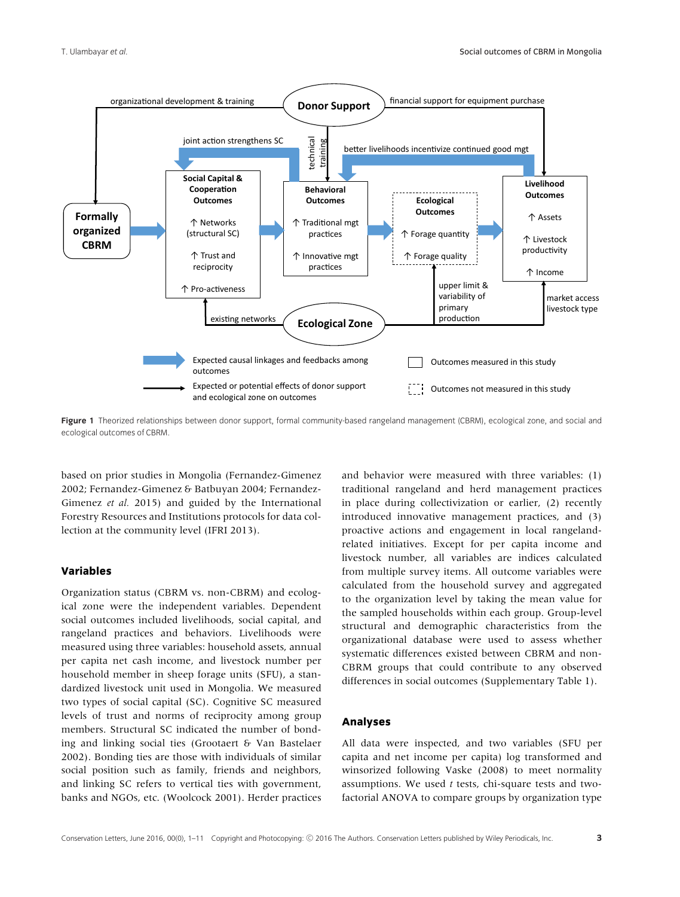**Figure 1** Theorized relationships between donor support, formal community-based rangeland management (CBRM), ecological zone, and social and ecological outcomes of CBRM.

based on prior studies in Mongolia (Fernandez-Gimenez 2002; Fernandez-Gimenez & Batbuyan 2004; Fernandez-Gimenez *et al.* 2015) and guided by the International Forestry Resources and Institutions protocols for data collection at the community level (IFRI 2013).

## Variables

Organization status (CBRM vs. non-CBRM) and ecological zone were the independent variables. Dependent social outcomes included livelihoods, social capital, and rangeland practices and behaviors. Livelihoods were measured using three variables: household assets, annual per capita net cash income, and livestock number per household member in sheep forage units (SFU), a standardized livestock unit used in Mongolia. We measured two types of social capital (SC). Cognitive SC measured levels of trust and norms of reciprocity among group members. Structural SC indicated the number of bonding and linking social ties (Grootaert & Van Bastelaer 2002). Bonding ties are those with individuals of similar social position such as family, friends and neighbors, and linking SC refers to vertical ties with government, banks and NGOs, etc. (Woolcock 2001). Herder practices and behavior were measured with three variables: (1) traditional rangeland and herd management practices in place during collectivization or earlier, (2) recently introduced innovative management practices, and (3) proactive actions and engagement in local rangeland-related initiatives. Except for per capita income and livestock number, all variables are indices calculated from multiple survey items. All outcome variables were calculated from the household survey and aggregated to the organization level by taking the mean value for the sampled households within each group. Group-level structural and demographic characteristics from the organizational database were used to assess whether systematic differences existed between CBRM and non-CBRM groups that could contribute to any observed differences in social outcomes (Supplementary Table 1).

## Analyses

All data were inspected, and two variables (SFU per capita and net income per capita) log transformed and winsorized following Vaske (2008) to meet normality assumptions. We used *t* tests, chi-square tests and two-factorial ANOVA to compare groups by organization type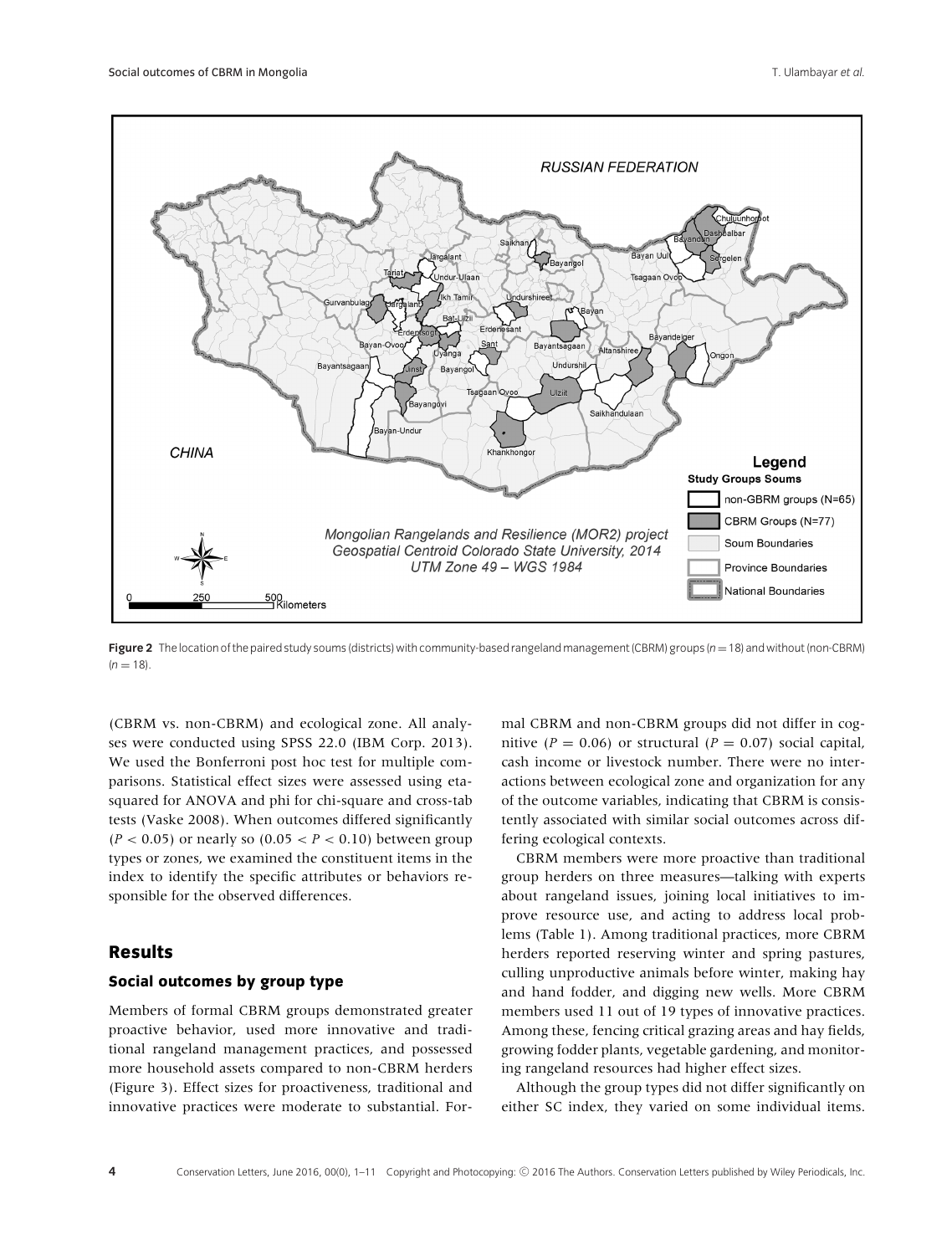RUSSIAN FEDERATION

CHINA

Chuluunhoroot
Dashbalbar
Bayandun
Sergelen
Saikhan
Bayangol
Bayan Uul
Tsagaan Ovoo
Jargalant
Tariat
Undur-Ulaan
Gurvanbulag
Jargalant
Ikh Tamir
Undurshireet
Bat-Ulzii
Bayan
Erdenesant
Erdenebogd
Bayan-Ovoo
Uyanga
Bayantsagaan
Sant
Altanshiree
Bayandelger
Ongon
Bayantsagaan
Jinst
Bayangol
Undurshil
Bayangovi
Tsagaan Ovoo
Ulziit
Saikhandulaan
Bayan-Undur
Khankhongor

Legend
Study Groups Soums
non-CBRM groups (N=65)
CBRM Groups (N=77)
Soum Boundaries
Province Boundaries
National Boundaries

Mongolian Rangelands and Resilience (MOR2) project
Geospatial Centroid Colorado State University, 2014
UTM Zone 49 – WGS 1984

0 250 500 Kilometers

**Figure 2** The location of the paired study soums (districts) with community-based rangeland management (CBRM) groups ($n = 18$) and without (non-CBRM) ($n = 18$).

(CBRM vs. non-CBRM) and ecological zone. All analyses were conducted using SPSS 22.0 (IBM Corp. 2013). We used the Bonferroni post hoc test for multiple comparisons. Statistical effect sizes were assessed using eta-squared for ANOVA and phi for chi-square and cross-tab tests (Vaske 2008). When outcomes differed significantly ($P < 0.05$) or nearly so ($0.05 < P < 0.10$) between group types or zones, we examined the constituent items in the index to identify the specific attributes or behaviors responsible for the observed differences.

## Results

### Social outcomes by group type

Members of formal CBRM groups demonstrated greater proactive behavior, used more innovative and traditional rangeland management practices, and possessed more household assets compared to non-CBRM herders (Figure 3). Effect sizes for proactiveness, traditional and innovative practices were moderate to substantial. Formal CBRM and non-CBRM groups did not differ in cognitive ($P = 0.06$) or structural ($P = 0.07$) social capital, cash income or livestock number. There were no interactions between ecological zone and organization for any of the outcome variables, indicating that CBRM is consistently associated with similar social outcomes across differing ecological contexts.

CBRM members were more proactive than traditional group herders on three measures—talking with experts about rangeland issues, joining local initiatives to improve resource use, and acting to address local problems (Table 1). Among traditional practices, more CBRM herders reported reserving winter and spring pastures, culling unproductive animals before winter, making hay and hand fodder, and digging new wells. More CBRM members used 11 out of 19 types of innovative practices. Among these, fencing critical grazing areas and hay fields, growing fodder plants, vegetable gardening, and monitoring rangeland resources had higher effect sizes.

Although the group types did not differ significantly on either SC index, they varied on some individual items.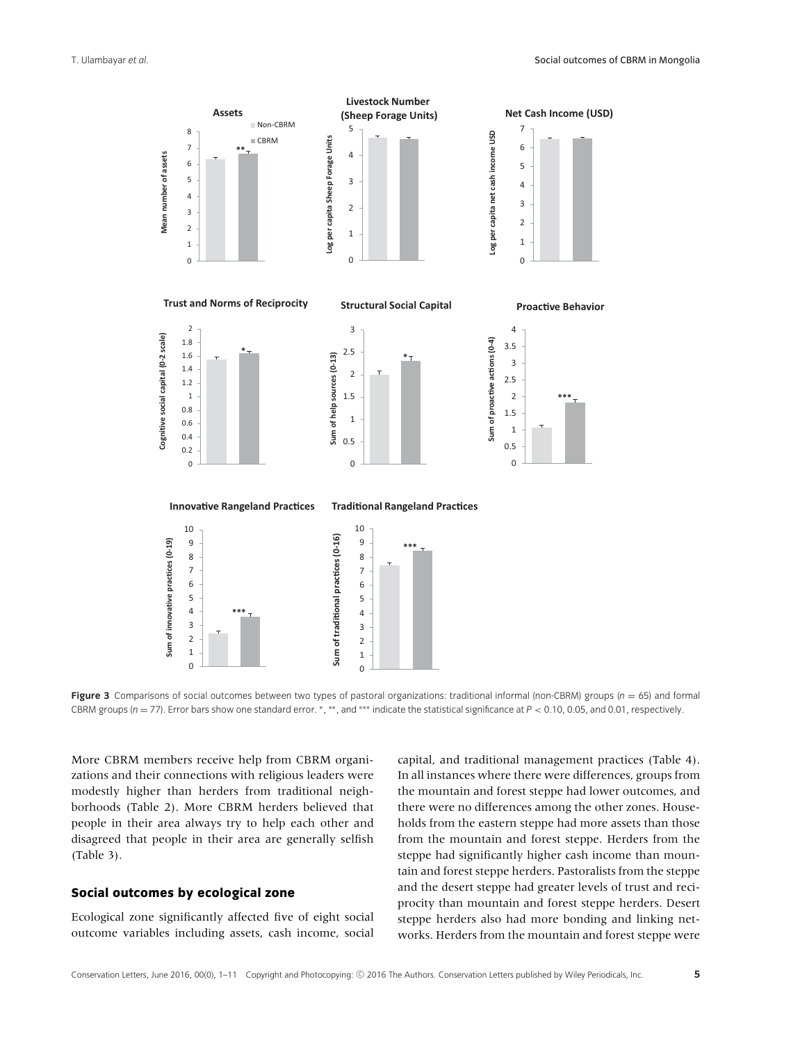Assets

Non-CBRM

CBRM

Mean number of assets

8
7
6
5
4
3
2
1
0

**

Livestock Number (Sheep Forage Units)

Log per capita Sheep Forage Units

5
4
3
2
1
0

Net Cash Income (USD)

Log per capita net cash income USD

7
6
5
4
3
2
1
0

Trust and Norms of Reciprocity

Cognitive social capital (0-2 scale)

2
1.8
1.6
1.4
1.2
1
0.8
0.6
0.4
0.2
0

*

Structural Social Capital

Sum of help sources (0-13)

3
2.5
2
1.5
1
0.5
0

*

Proactive Behavior

Sum of proactive actions (0-4)

4
3.5
3
2.5
2
1.5
1
0.5
0

***

Innovative Rangeland Practices

Sum of innovative practices (0-19)

10
9
8
7
6
5
4
3
2
1
0

***

Traditional Rangeland Practices

Sum of traditional practices (0-16)

10
9
8
7
6
5
4
3
2
1
0

***

**Figure 3** Comparisons of social outcomes between two types of pastoral organizations: traditional informal (non-CBRM) groups ($n = 65$) and formal CBRM groups ($n = 77$). Error bars show one standard error. *, **, and *** indicate the statistical significance at $P < 0.10$, 0.05, and 0.01, respectively.

More CBRM members receive help from CBRM organizations and their connections with religious leaders were modestly higher than herders from traditional neighborhoods (Table 2). More CBRM herders believed that people in their area always try to help each other and disagreed that people in their area are generally selfish (Table 3).

## Social outcomes by ecological zone

Ecological zone significantly affected five of eight social outcome variables including assets, cash income, social capital, and traditional management practices (Table 4). In all instances where there were differences, groups from the mountain and forest steppe had lower outcomes, and there were no differences among the other zones. Households from the eastern steppe had more assets than those from the mountain and forest steppe. Herders from the steppe had significantly higher cash income than mountain and forest steppe herders. Pastoralists from the steppe and the desert steppe had greater levels of trust and reciprocity than mountain and forest steppe herders. Desert steppe herders also had more bonding and linking networks. Herders from the mountain and forest steppe were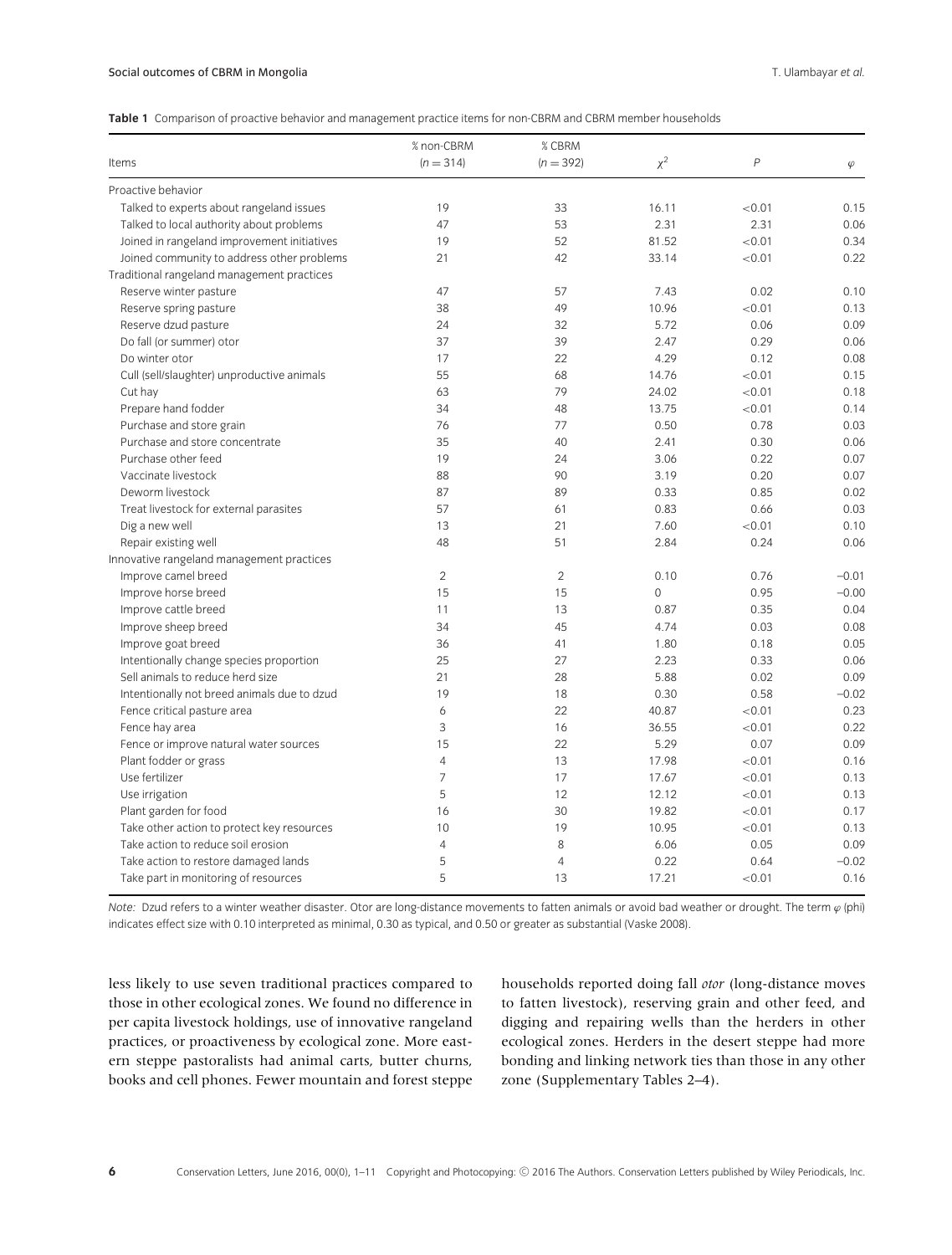**Table 1** Comparison of proactive behavior and management practice items for non-CBRM and CBRM member households

| Items | % non-CBRM ($n = 314$) | % CBRM ($n = 392$) | $\chi^2$ | $P$ | $\varphi$ |
|---|---|---|---|---|---|
| Proactive behavior | | | | | |
| Talked to experts about rangeland issues | 19 | 33 | 16.11 | <0.01 | 0.15 |
| Talked to local authority about problems | 47 | 53 | 2.31 | 2.31 | 0.06 |
| Joined in rangeland improvement initiatives | 19 | 52 | 81.52 | <0.01 | 0.34 |
| Joined community to address other problems | 21 | 42 | 33.14 | <0.01 | 0.22 |
| Traditional rangeland management practices | | | | | |
| Reserve winter pasture | 47 | 57 | 7.43 | 0.02 | 0.10 |
| Reserve spring pasture | 38 | 49 | 10.96 | <0.01 | 0.13 |
| Reserve dzud pasture | 24 | 32 | 5.72 | 0.06 | 0.09 |
| Do fall (or summer) otor | 37 | 39 | 2.47 | 0.29 | 0.06 |
| Do winter otor | 17 | 22 | 4.29 | 0.12 | 0.08 |
| Cull (sell/slaughter) unproductive animals | 55 | 68 | 14.76 | <0.01 | 0.15 |
| Cut hay | 63 | 79 | 24.02 | <0.01 | 0.18 |
| Prepare hand fodder | 34 | 48 | 13.75 | <0.01 | 0.14 |
| Purchase and store grain | 76 | 77 | 0.50 | 0.78 | 0.03 |
| Purchase and store concentrate | 35 | 40 | 2.41 | 0.30 | 0.06 |
| Purchase other feed | 19 | 24 | 3.06 | 0.22 | 0.07 |
| Vaccinate livestock | 88 | 90 | 3.19 | 0.20 | 0.07 |
| Deworm livestock | 87 | 89 | 0.33 | 0.85 | 0.02 |
| Treat livestock for external parasites | 57 | 61 | 0.83 | 0.66 | 0.03 |
| Dig a new well | 13 | 21 | 7.60 | <0.01 | 0.10 |
| Repair existing well | 48 | 51 | 2.84 | 0.24 | 0.06 |
| Innovative rangeland management practices | | | | | |
| Improve camel breed | 2 | 2 | 0.10 | 0.76 | −0.01 |
| Improve horse breed | 15 | 15 | 0 | 0.95 | −0.00 |
| Improve cattle breed | 11 | 13 | 0.87 | 0.35 | 0.04 |
| Improve sheep breed | 34 | 45 | 4.74 | 0.03 | 0.08 |
| Improve goat breed | 36 | 41 | 1.80 | 0.18 | 0.05 |
| Intentionally change species proportion | 25 | 27 | 2.23 | 0.33 | 0.06 |
| Sell animals to reduce herd size | 21 | 28 | 5.88 | 0.02 | 0.09 |
| Intentionally not breed animals due to dzud | 19 | 18 | 0.30 | 0.58 | −0.02 |
| Fence critical pasture area | 6 | 22 | 40.87 | <0.01 | 0.23 |
| Fence hay area | 3 | 16 | 36.55 | <0.01 | 0.22 |
| Fence or improve natural water sources | 15 | 22 | 5.29 | 0.07 | 0.09 |
| Plant fodder or grass | 4 | 13 | 17.98 | <0.01 | 0.16 |
| Use fertilizer | 7 | 17 | 17.67 | <0.01 | 0.13 |
| Use irrigation | 5 | 12 | 12.12 | <0.01 | 0.13 |
| Plant garden for food | 16 | 30 | 19.82 | <0.01 | 0.17 |
| Take other action to protect key resources | 10 | 19 | 10.95 | <0.01 | 0.13 |
| Take action to reduce soil erosion | 4 | 8 | 6.06 | 0.05 | 0.09 |
| Take action to restore damaged lands | 5 | 4 | 0.22 | 0.64 | −0.02 |
| Take part in monitoring of resources | 5 | 13 | 17.21 | <0.01 | 0.16 |

*Note:* Dzud refers to a winter weather disaster. Otor are long-distance movements to fatten animals or avoid bad weather or drought. The term $\varphi$ (phi) indicates effect size with 0.10 interpreted as minimal, 0.30 as typical, and 0.50 or greater as substantial (Vaske 2008).

less likely to use seven traditional practices compared to those in other ecological zones. We found no difference in per capita livestock holdings, use of innovative rangeland practices, or proactiveness by ecological zone. More eastern steppe pastoralists had animal carts, butter churns, books and cell phones. Fewer mountain and forest steppe households reported doing fall *otor* (long-distance moves to fatten livestock), reserving grain and other feed, and digging and repairing wells than the herders in other ecological zones. Herders in the desert steppe had more bonding and linking network ties than those in any other zone (Supplementary Tables 2–4).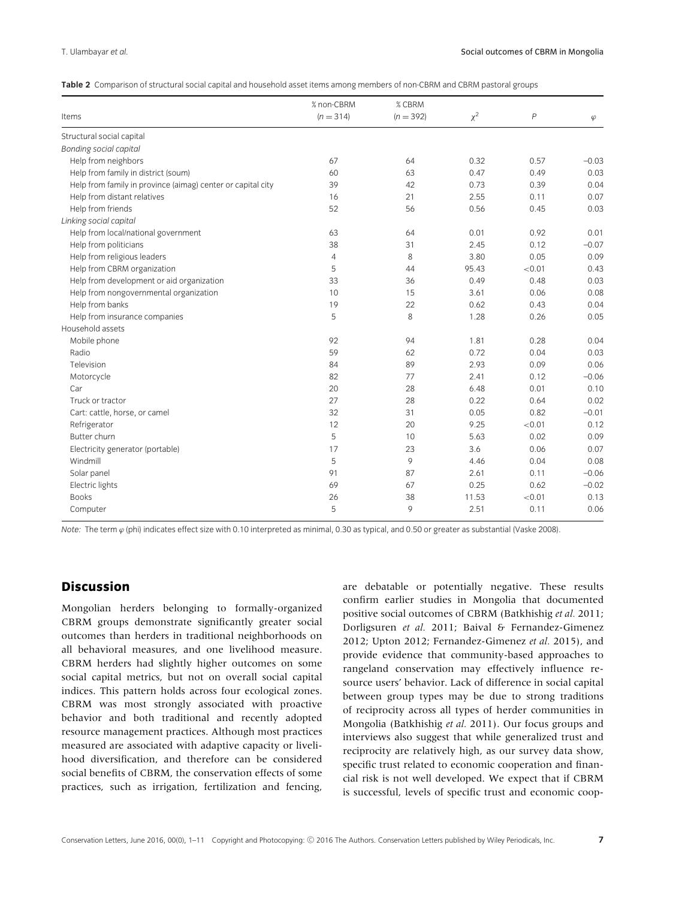**Table 2** Comparison of structural social capital and household asset items among members of non-CBRM and CBRM pastoral groups

| Items | % non-CBRM ($n = 314$) | % CBRM ($n = 392$) | $\chi^2$ | $P$ | $\varphi$ |
|---|---|---|---|---|---|
| Structural social capital | | | | | |
| *Bonding social capital* | | | | | |
| Help from neighbors | 67 | 64 | 0.32 | 0.57 | −0.03 |
| Help from family in district (soum) | 60 | 63 | 0.47 | 0.49 | 0.03 |
| Help from family in province (aimag) center or capital city | 39 | 42 | 0.73 | 0.39 | 0.04 |
| Help from distant relatives | 16 | 21 | 2.55 | 0.11 | 0.07 |
| Help from friends | 52 | 56 | 0.56 | 0.45 | 0.03 |
| *Linking social capital* | | | | | |
| Help from local/national government | 63 | 64 | 0.01 | 0.92 | 0.01 |
| Help from politicians | 38 | 31 | 2.45 | 0.12 | −0.07 |
| Help from religious leaders | 4 | 8 | 3.80 | 0.05 | 0.09 |
| Help from CBRM organization | 5 | 44 | 95.43 | <0.01 | 0.43 |
| Help from development or aid organization | 33 | 36 | 0.49 | 0.48 | 0.03 |
| Help from nongovernmental organization | 10 | 15 | 3.61 | 0.06 | 0.08 |
| Help from banks | 19 | 22 | 0.62 | 0.43 | 0.04 |
| Help from insurance companies | 5 | 8 | 1.28 | 0.26 | 0.05 |
| Household assets | | | | | |
| Mobile phone | 92 | 94 | 1.81 | 0.28 | 0.04 |
| Radio | 59 | 62 | 0.72 | 0.04 | 0.03 |
| Television | 84 | 89 | 2.93 | 0.09 | 0.06 |
| Motorcycle | 82 | 77 | 2.41 | 0.12 | −0.06 |
| Car | 20 | 28 | 6.48 | 0.01 | 0.10 |
| Truck or tractor | 27 | 28 | 0.22 | 0.64 | 0.02 |
| Cart: cattle, horse, or camel | 32 | 31 | 0.05 | 0.82 | −0.01 |
| Refrigerator | 12 | 20 | 9.25 | <0.01 | 0.12 |
| Butter churn | 5 | 10 | 5.63 | 0.02 | 0.09 |
| Electricity generator (portable) | 17 | 23 | 3.6 | 0.06 | 0.07 |
| Windmill | 5 | 9 | 4.46 | 0.04 | 0.08 |
| Solar panel | 91 | 87 | 2.61 | 0.11 | −0.06 |
| Electric lights | 69 | 67 | 0.25 | 0.62 | −0.02 |
| Books | 26 | 38 | 11.53 | <0.01 | 0.13 |
| Computer | 5 | 9 | 2.51 | 0.11 | 0.06 |

*Note:* The term $\varphi$ (phi) indicates effect size with 0.10 interpreted as minimal, 0.30 as typical, and 0.50 or greater as substantial (Vaske 2008).

## Discussion

Mongolian herders belonging to formally-organized CBRM groups demonstrate significantly greater social outcomes than herders in traditional neighborhoods on all behavioral measures, and one livelihood measure. CBRM herders had slightly higher outcomes on some social capital metrics, but not on overall social capital indices. This pattern holds across four ecological zones. CBRM was most strongly associated with proactive behavior and both traditional and recently adopted resource management practices. Although most practices measured are associated with adaptive capacity or livelihood diversification, and therefore can be considered social benefits of CBRM, the conservation effects of some practices, such as irrigation, fertilization and fencing, are debatable or potentially negative. These results confirm earlier studies in Mongolia that documented positive social outcomes of CBRM (Batkhishig *et al.* 2011; Dorligsuren *et al.* 2011; Baival & Fernandez-Gimenez 2012; Upton 2012; Fernandez-Gimenez *et al.* 2015), and provide evidence that community-based approaches to rangeland conservation may effectively influence resource users' behavior. Lack of difference in social capital between group types may be due to strong traditions of reciprocity across all types of herder communities in Mongolia (Batkhishig *et al.* 2011). Our focus groups and interviews also suggest that while generalized trust and reciprocity are relatively high, as our survey data show, specific trust related to economic cooperation and financial risk is not well developed. We expect that if CBRM is successful, levels of specific trust and economic coop-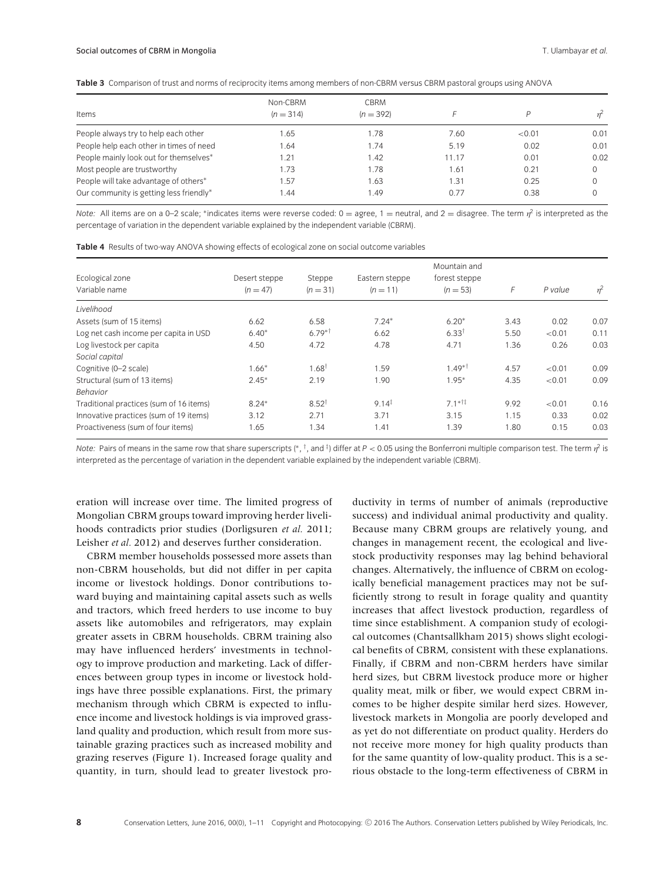**Table 3** Comparison of trust and norms of reciprocity items among members of non-CBRM versus CBRM pastoral groups using ANOVA

| Items | Non-CBRM ($n = 314$) | CBRM ($n = 392$) | $F$ | $P$ | $\eta^2$ |
|---|---|---|---|---|---|
| People always try to help each other | 1.65 | 1.78 | 7.60 | <0.01 | 0.01 |
| People help each other in times of need | 1.64 | 1.74 | 5.19 | 0.02 | 0.01 |
| People mainly look out for themselves* | 1.21 | 1.42 | 11.17 | 0.01 | 0.02 |
| Most people are trustworthy | 1.73 | 1.78 | 1.61 | 0.21 | 0 |
| People will take advantage of others* | 1.57 | 1.63 | 1.31 | 0.25 | 0 |
| Our community is getting less friendly* | 1.44 | 1.49 | 0.77 | 0.38 | 0 |

*Note:* All items are on a 0–2 scale; *indicates items were reverse coded: 0 = agree, 1 = neutral, and 2 = disagree. The term $\eta^2$ is interpreted as the percentage of variation in the dependent variable explained by the independent variable (CBRM).

**Table 4** Results of two-way ANOVA showing effects of ecological zone on social outcome variables

| Ecological zone / Variable name | Desert steppe ($n = 47$) | Steppe ($n = 31$) | Eastern steppe ($n = 11$) | Mountain and forest steppe ($n = 53$) | $F$ | $P$ value | $\eta^2$ |
|---|---|---|---|---|---|---|---|
| *Livelihood* | | | | | | | |
| Assets (sum of 15 items) | 6.62 | 6.58 | 7.24* | 6.20* | 3.43 | 0.02 | 0.07 |
| Log net cash income per capita in USD | 6.40* | 6.79*† | 6.62 | 6.33† | 5.50 | <0.01 | 0.11 |
| Log livestock per capita | 4.50 | 4.72 | 4.78 | 4.71 | 1.36 | 0.26 | 0.03 |
| *Social capital* | | | | | | | |
| Cognitive (0–2 scale) | 1.66* | 1.68† | 1.59 | 1.49*† | 4.57 | <0.01 | 0.09 |
| Structural (sum of 13 items) | 2.45* | 2.19 | 1.90 | 1.95* | 4.35 | <0.01 | 0.09 |
| *Behavior* | | | | | | | |
| Traditional practices (sum of 16 items) | 8.24* | 8.52† | 9.14‡ | 7.1*†‡ | 9.92 | <0.01 | 0.16 |
| Innovative practices (sum of 19 items) | 3.12 | 2.71 | 3.71 | 3.15 | 1.15 | 0.33 | 0.02 |
| Proactiveness (sum of four items) | 1.65 | 1.34 | 1.41 | 1.39 | 1.80 | 0.15 | 0.03 |

*Note:* Pairs of means in the same row that share superscripts (*, †, and ‡) differ at $P < 0.05$ using the Bonferroni multiple comparison test. The term $\eta^2$ is interpreted as the percentage of variation in the dependent variable explained by the independent variable (CBRM).

eration will increase over time. The limited progress of Mongolian CBRM groups toward improving herder livelihoods contradicts prior studies (Dorligsuren *et al.* 2011; Leisher *et al.* 2012) and deserves further consideration.

CBRM member households possessed more assets than non-CBRM households, but did not differ in per capita income or livestock holdings. Donor contributions toward buying and maintaining capital assets such as wells and tractors, which freed herders to use income to buy assets like automobiles and refrigerators, may explain greater assets in CBRM households. CBRM training also may have influenced herders' investments in technology to improve production and marketing. Lack of differences between group types in income or livestock holdings have three possible explanations. First, the primary mechanism through which CBRM is expected to influence income and livestock holdings is via improved grassland quality and production, which result from more sustainable grazing practices such as increased mobility and grazing reserves (Figure 1). Increased forage quality and quantity, in turn, should lead to greater livestock productivity in terms of number of animals (reproductive success) and individual animal productivity and quality. Because many CBRM groups are relatively young, and changes in management recent, the ecological and livestock productivity responses may lag behind behavioral changes. Alternatively, the influence of CBRM on ecologically beneficial management practices may not be sufficiently strong to result in forage quality and quantity increases that affect livestock production, regardless of time since establishment. A companion study of ecological outcomes (Chantsallkham 2015) shows slight ecological benefits of CBRM, consistent with these explanations. Finally, if CBRM and non-CBRM herders have similar herd sizes, but CBRM livestock produce more or higher quality meat, milk or fiber, we would expect CBRM incomes to be higher despite similar herd sizes. However, livestock markets in Mongolia are poorly developed and as yet do not differentiate on product quality. Herders do not receive more money for high quality products than for the same quantity of low-quality product. This is a serious obstacle to the long-term effectiveness of CBRM in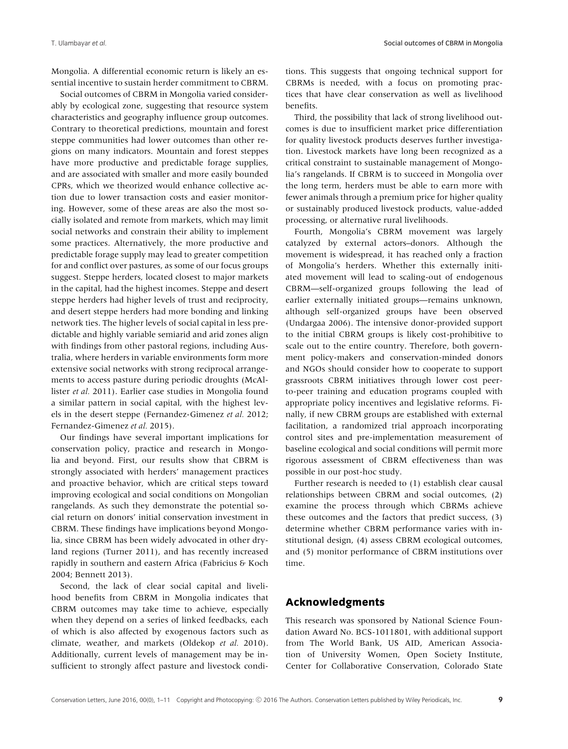Mongolia. A differential economic return is likely an essential incentive to sustain herder commitment to CBRM.

Social outcomes of CBRM in Mongolia varied considerably by ecological zone, suggesting that resource system characteristics and geography influence group outcomes. Contrary to theoretical predictions, mountain and forest steppe communities had lower outcomes than other regions on many indicators. Mountain and forest steppes have more productive and predictable forage supplies, and are associated with smaller and more easily bounded CPRs, which we theorized would enhance collective action due to lower transaction costs and easier monitoring. However, some of these areas are also the most socially isolated and remote from markets, which may limit social networks and constrain their ability to implement some practices. Alternatively, the more productive and predictable forage supply may lead to greater competition for and conflict over pastures, as some of our focus groups suggest. Steppe herders, located closest to major markets in the capital, had the highest incomes. Steppe and desert steppe herders had higher levels of trust and reciprocity, and desert steppe herders had more bonding and linking network ties. The higher levels of social capital in less predictable and highly variable semiarid and arid zones align with findings from other pastoral regions, including Australia, where herders in variable environments form more extensive social networks with strong reciprocal arrangements to access pasture during periodic droughts (McAllister *et al.* 2011). Earlier case studies in Mongolia found a similar pattern in social capital, with the highest levels in the desert steppe (Fernandez-Gimenez *et al.* 2012; Fernandez-Gimenez *et al.* 2015).

Our findings have several important implications for conservation policy, practice and research in Mongolia and beyond. First, our results show that CBRM is strongly associated with herders' management practices and proactive behavior, which are critical steps toward improving ecological and social conditions on Mongolian rangelands. As such they demonstrate the potential social return on donors' initial conservation investment in CBRM. These findings have implications beyond Mongolia, since CBRM has been widely advocated in other dryland regions (Turner 2011), and has recently increased rapidly in southern and eastern Africa (Fabricius & Koch 2004; Bennett 2013).

Second, the lack of clear social capital and livelihood benefits from CBRM in Mongolia indicates that CBRM outcomes may take time to achieve, especially when they depend on a series of linked feedbacks, each of which is also affected by exogenous factors such as climate, weather, and markets (Oldekop *et al.* 2010). Additionally, current levels of management may be insufficient to strongly affect pasture and livestock conditions. This suggests that ongoing technical support for CBRMs is needed, with a focus on promoting practices that have clear conservation as well as livelihood benefits.

Third, the possibility that lack of strong livelihood outcomes is due to insufficient market price differentiation for quality livestock products deserves further investigation. Livestock markets have long been recognized as a critical constraint to sustainable management of Mongolia's rangelands. If CBRM is to succeed in Mongolia over the long term, herders must be able to earn more with fewer animals through a premium price for higher quality or sustainably produced livestock products, value-added processing, or alternative rural livelihoods.

Fourth, Mongolia's CBRM movement was largely catalyzed by external actors–donors. Although the movement is widespread, it has reached only a fraction of Mongolia's herders. Whether this externally initiated movement will lead to scaling-out of endogenous CBRM—self-organized groups following the lead of earlier externally initiated groups—remains unknown, although self-organized groups have been observed (Undargaa 2006). The intensive donor-provided support to the initial CBRM groups is likely cost-prohibitive to scale out to the entire country. Therefore, both government policy-makers and conservation-minded donors and NGOs should consider how to cooperate to support grassroots CBRM initiatives through lower cost peer-to-peer training and education programs coupled with appropriate policy incentives and legislative reforms. Finally, if new CBRM groups are established with external facilitation, a randomized trial approach incorporating control sites and pre-implementation measurement of baseline ecological and social conditions will permit more rigorous assessment of CBRM effectiveness than was possible in our post-hoc study.

Further research is needed to (1) establish clear causal relationships between CBRM and social outcomes, (2) examine the process through which CBRMs achieve these outcomes and the factors that predict success, (3) determine whether CBRM performance varies with institutional design, (4) assess CBRM ecological outcomes, and (5) monitor performance of CBRM institutions over time.

## Acknowledgments

This research was sponsored by National Science Foundation Award No. BCS-1011801, with additional support from The World Bank, US AID, American Association of University Women, Open Society Institute, Center for Collaborative Conservation, Colorado State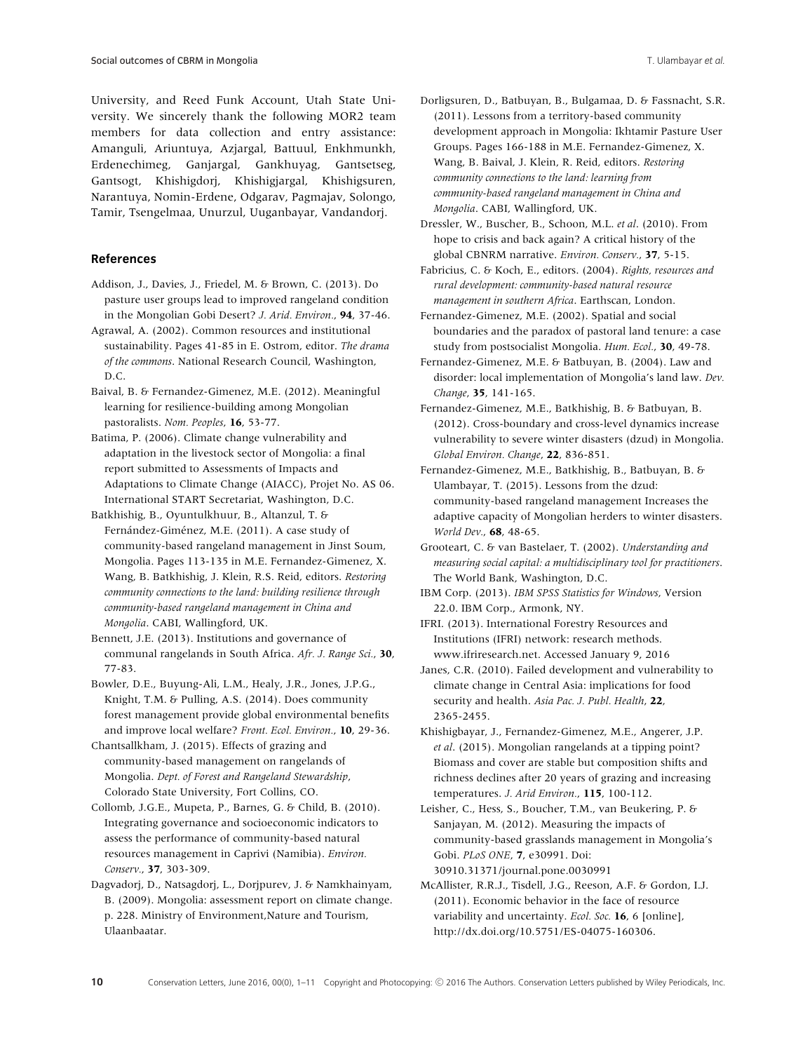University, and Reed Funk Account, Utah State University. We sincerely thank the following MOR2 team members for data collection and entry assistance: Amanguli, Ariuntuya, Azjargal, Battuul, Enkhmunkh, Erdenechimeg, Ganjargal, Gankhuyag, Gantsetseg, Gantsogt, Khishigdorj, Khishigjargal, Khishigsuren, Narantuya, Nomin-Erdene, Odgarav, Pagmajav, Solongo, Tamir, Tsengelmaa, Unurzul, Uuganbayar, Vandandorj.

## References

Addison, J., Davies, J., Friedel, M. & Brown, C. (2013). Do pasture user groups lead to improved rangeland condition in the Mongolian Gobi Desert? *J. Arid. Environ.*, **94**, 37-46.

Agrawal, A. (2002). Common resources and institutional sustainability. Pages 41-85 in E. Ostrom, editor. *The drama of the commons*. National Research Council, Washington, D.C.

Baival, B. & Fernandez-Gimenez, M.E. (2012). Meaningful learning for resilience-building among Mongolian pastoralists. *Nom. Peoples*, **16**, 53-77.

Batima, P. (2006). Climate change vulnerability and adaptation in the livestock sector of Mongolia: a final report submitted to Assessments of Impacts and Adaptations to Climate Change (AIACC), Projet No. AS 06. International START Secretariat, Washington, D.C.

Batkhishig, B., Oyuntulkhuur, B., Altanzul, T. & Fernández-Giménez, M.E. (2011). A case study of community-based rangeland management in Jinst Soum, Mongolia. Pages 113-135 in M.E. Fernandez-Gimenez, X. Wang, B. Batkhishig, J. Klein, R.S. Reid, editors. *Restoring community connections to the land: building resilience through community-based rangeland management in China and Mongolia*. CABI, Wallingford, UK.

Bennett, J.E. (2013). Institutions and governance of communal rangelands in South Africa. *Afr. J. Range Sci.*, **30**, 77-83.

Bowler, D.E., Buyung-Ali, L.M., Healy, J.R., Jones, J.P.G., Knight, T.M. & Pulling, A.S. (2014). Does community forest management provide global environmental benefits and improve local welfare? *Front. Ecol. Environ.*, **10**, 29-36.

Chantsallkham, J. (2015). Effects of grazing and community-based management on rangelands of Mongolia. *Dept. of Forest and Rangeland Stewardship*, Colorado State University, Fort Collins, CO.

Collomb, J.G.E., Mupeta, P., Barnes, G. & Child, B. (2010). Integrating governance and socioeconomic indicators to assess the performance of community-based natural resources management in Caprivi (Namibia). *Environ. Conserv.*, **37**, 303-309.

Dagvadorj, D., Natsagdorj, L., Dorjpurev, J. & Namkhainyam, B. (2009). Mongolia: assessment report on climate change. p. 228. Ministry of Environment,Nature and Tourism, Ulaanbaatar.

Dorligsuren, D., Batbuyan, B., Bulgamaa, D. & Fassnacht, S.R. (2011). Lessons from a territory-based community development approach in Mongolia: Ikhtamir Pasture User Groups. Pages 166-188 in M.E. Fernandez-Gimenez, X. Wang, B. Baival, J. Klein, R. Reid, editors. *Restoring community connections to the land: learning from community-based rangeland management in China and Mongolia*. CABI, Wallingford, UK.

Dressler, W., Buscher, B., Schoon, M.L. *et al*. (2010). From hope to crisis and back again? A critical history of the global CBNRM narrative. *Environ. Conserv.*, **37**, 5-15.

Fabricius, C. & Koch, E., editors. (2004). *Rights, resources and rural development: community-based natural resource management in southern Africa*. Earthscan, London.

Fernandez-Gimenez, M.E. (2002). Spatial and social boundaries and the paradox of pastoral land tenure: a case study from postsocialist Mongolia. *Hum. Ecol.*, **30**, 49-78.

Fernandez-Gimenez, M.E. & Batbuyan, B. (2004). Law and disorder: local implementation of Mongolia's land law. *Dev. Change*, **35**, 141-165.

Fernandez-Gimenez, M.E., Batkhishig, B. & Batbuyan, B. (2012). Cross-boundary and cross-level dynamics increase vulnerability to severe winter disasters (dzud) in Mongolia. *Global Environ. Change*, **22**, 836-851.

Fernandez-Gimenez, M.E., Batkhishig, B., Batbuyan, B. & Ulambayar, T. (2015). Lessons from the dzud: community-based rangeland management Increases the adaptive capacity of Mongolian herders to winter disasters. *World Dev.*, **68**, 48-65.

Grooteart, C. & van Bastelaer, T. (2002). *Understanding and measuring social capital: a multidisciplinary tool for practitioners*. The World Bank, Washington, D.C.

IBM Corp. (2013). *IBM SPSS Statistics for Windows*, Version 22.0. IBM Corp., Armonk, NY.

IFRI. (2013). International Forestry Resources and Institutions (IFRI) network: research methods. www.ifriresearch.net. Accessed January 9, 2016

Janes, C.R. (2010). Failed development and vulnerability to climate change in Central Asia: implications for food security and health. *Asia Pac. J. Publ. Health*, **22**, 2365-2455.

Khishigbayar, J., Fernandez-Gimenez, M.E., Angerer, J.P. *et al*. (2015). Mongolian rangelands at a tipping point? Biomass and cover are stable but composition shifts and richness declines after 20 years of grazing and increasing temperatures. *J. Arid Environ.*, **115**, 100-112.

Leisher, C., Hess, S., Boucher, T.M., van Beukering, P. & Sanjayan, M. (2012). Measuring the impacts of community-based grasslands management in Mongolia's Gobi. *PLoS ONE*, **7**, e30991. Doi: 30910.31371/journal.pone.0030991

McAllister, R.R.J., Tisdell, J.G., Reeson, A.F. & Gordon, I.J. (2011). Economic behavior in the face of resource variability and uncertainty. *Ecol. Soc.* **16**, 6 [online], http://dx.doi.org/10.5751/ES-04075-160306.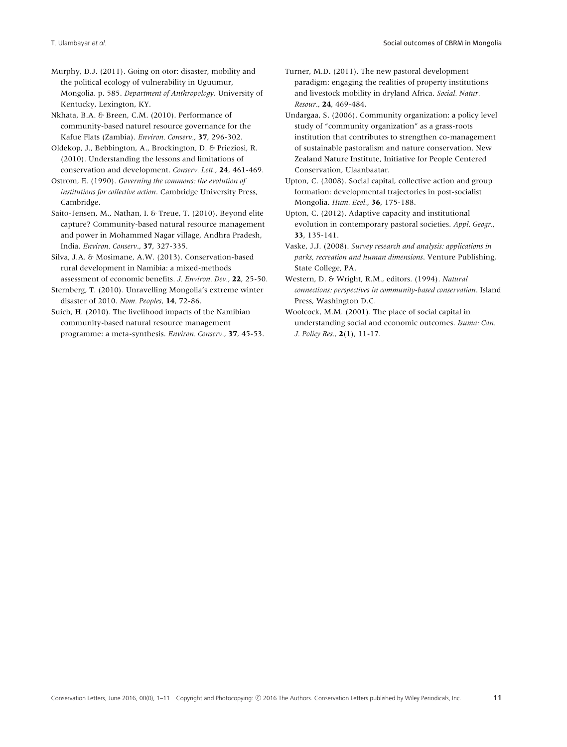Murphy, D.J. (2011). Going on otor: disaster, mobility and the political ecology of vulnerability in Uguumur, Mongolia. p. 585. *Department of Anthropology*. University of Kentucky, Lexington, KY.

Nkhata, B.A. & Breen, C.M. (2010). Performance of community-based naturel resource governance for the Kafue Flats (Zambia). *Environ. Conserv.*, **37**, 296-302.

Oldekop, J., Bebbington, A., Brockington, D. & Prieziosi, R. (2010). Understanding the lessons and limitations of conservation and development. *Conserv. Lett.*, **24**, 461-469.

Ostrom, E. (1990). *Governing the commons: the evolution of institutions for collective action*. Cambridge University Press, Cambridge.

Saito-Jensen, M., Nathan, I. & Treue, T. (2010). Beyond elite capture? Community-based natural resource management and power in Mohammed Nagar village, Andhra Pradesh, India. *Environ. Conserv.*, **37**, 327-335.

Silva, J.A. & Mosimane, A.W. (2013). Conservation-based rural development in Namibia: a mixed-methods assessment of economic benefits. *J. Environ. Dev.*, **22**, 25-50.

Sternberg, T. (2010). Unravelling Mongolia's extreme winter disaster of 2010. *Nom. Peoples*, **14**, 72-86.

Suich, H. (2010). The livelihood impacts of the Namibian community-based natural resource management programme: a meta-synthesis. *Environ. Conserv.*, **37**, 45-53.

Turner, M.D. (2011). The new pastoral development paradigm: engaging the realities of property institutions and livestock mobility in dryland Africa. *Social. Natur. Resour.*, **24**, 469-484.

Undargaa, S. (2006). Community organization: a policy level study of "community organization" as a grass-roots institution that contributes to strengthen co-management of sustainable pastoralism and nature conservation. New Zealand Nature Institute, Initiative for People Centered Conservation, Ulaanbaatar.

Upton, C. (2008). Social capital, collective action and group formation: developmental trajectories in post-socialist Mongolia. *Hum. Ecol.*, **36**, 175-188.

Upton, C. (2012). Adaptive capacity and institutional evolution in contemporary pastoral societies. *Appl. Geogr.*, **33**, 135-141.

Vaske, J.J. (2008). *Survey research and analysis: applications in parks, recreation and human dimensions*. Venture Publishing, State College, PA.

Western, D. & Wright, R.M., editors. (1994). *Natural connections: perspectives in community-based conservation*. Island Press, Washington D.C.

Woolcock, M.M. (2001). The place of social capital in understanding social and economic outcomes. *Isuma: Can. J. Policy Res.*, **2**(1), 11-17.